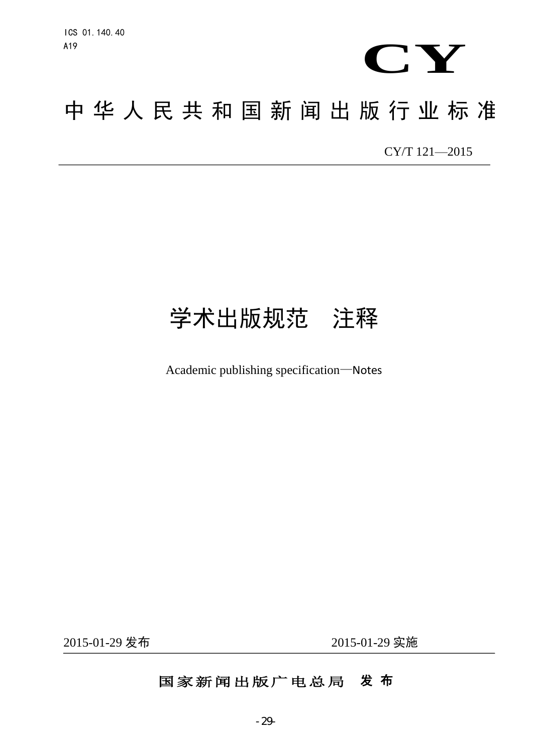ICS 01.140.40
A19

CY

# 中华人民共和国新闻出版行业标准

CY/T 121—2015

# 学术出版规范　注释

Academic publishing specification—Notes

2015-01-29 发布　　　　2015-01-29 实施

国家新闻出版广电总局　发布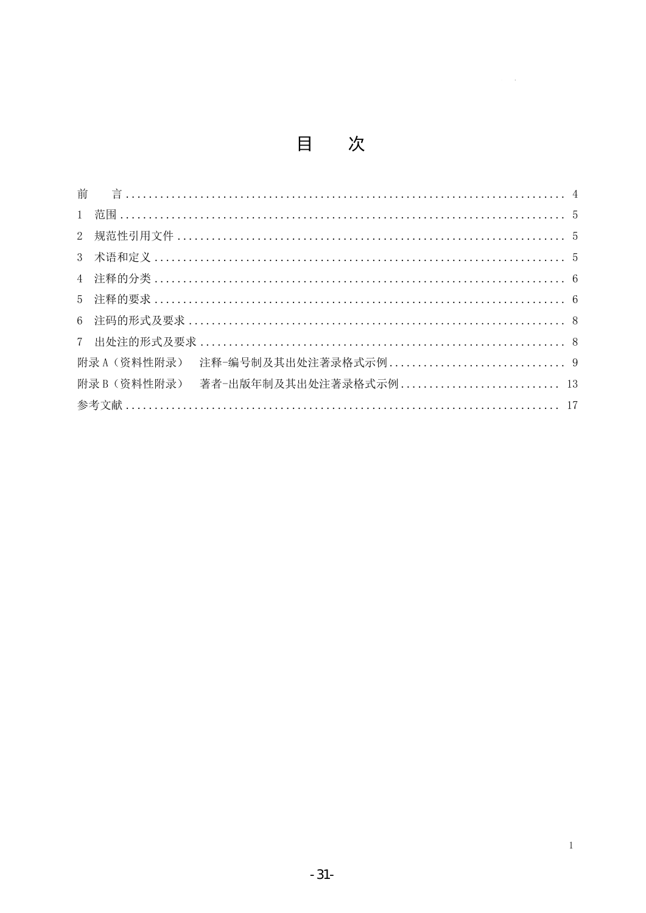# 目　　次

前　　言 .......................................................................... 4
1　范围 .......................................................................... 5
2　规范性引用文件 .......................................................................... 5
3　术语和定义 .......................................................................... 5
4　注释的分类 .......................................................................... 6
5　注释的要求 .......................................................................... 6
6　注码的形式及要求 .......................................................................... 8
7　出处注的形式及要求 .......................................................................... 8
附录 A（资料性附录）　注释-编号制及其出处注著录格式示例 .............................. 9
附录 B（资料性附录）　著者-出版年制及其出处注著录格式示例 ............................ 13
参考文献 .......................................................................... 17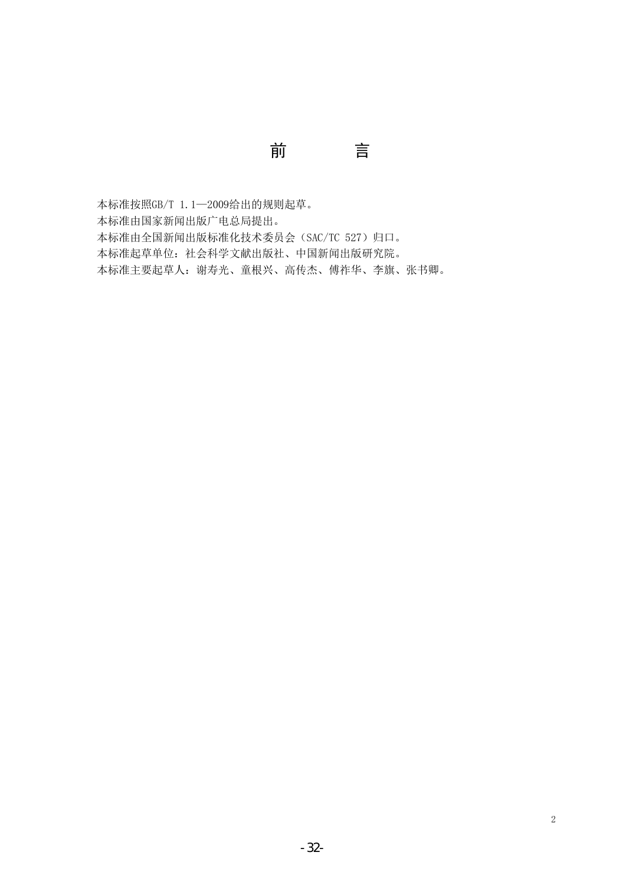# 前　　言

本标准按照GB/T 1.1—2009给出的规则起草。

本标准由国家新闻出版广电总局提出。

本标准由全国新闻出版标准化技术委员会（SAC/TC 527）归口。

本标准起草单位：社会科学文献出版社、中国新闻出版研究院。

本标准主要起草人：谢寿光、童根兴、高传杰、傅祚华、李旗、张书卿。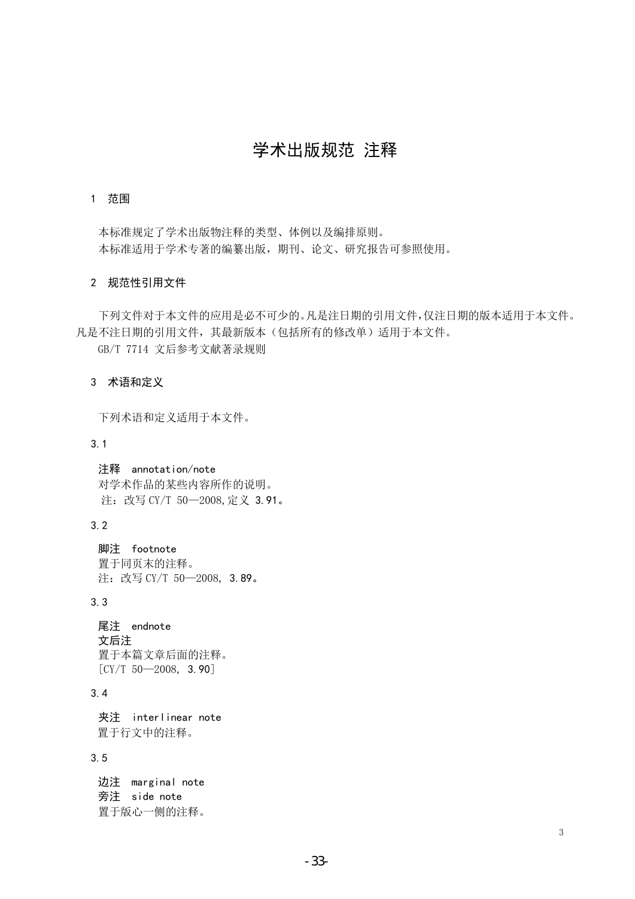# 学术出版规范 注释

## 1 范围

本标准规定了学术出版物注释的类型、体例以及编排原则。

本标准适用于学术专著的编纂出版，期刊、论文、研究报告可参照使用。

## 2 规范性引用文件

下列文件对于本文件的应用是必不可少的。凡是注日期的引用文件，仅注日期的版本适用于本文件。凡是不注日期的引用文件，其最新版本（包括所有的修改单）适用于本文件。

GB/T 7714 文后参考文献著录规则

## 3 术语和定义

下列术语和定义适用于本文件。

### 3.1

**注释 annotation/note**

对学术作品的某些内容所作的说明。

注：改写 CY/T 50—2008，定义 3.91。

### 3.2

**脚注 footnote**

置于同页末的注释。

注：改写 CY/T 50—2008，3.89。

### 3.3

**尾注 endnote**

**文后注**

置于本篇文章后面的注释。

[CY/T 50—2008，3.90]

### 3.4

**夹注 interlinear note**

置于行文中的注释。

### 3.5

**边注 marginal note**

**旁注 side note**

置于版心一侧的注释。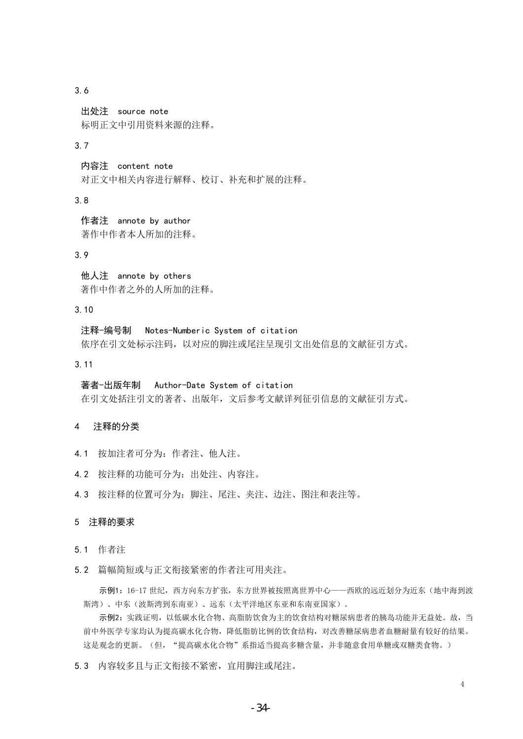3.6

**出处注　source note**
标明正文中引用资料来源的注释。

3.7

**内容注　content note**
对正文中相关内容进行解释、校订、补充和扩展的注释。

3.8

**作者注　annote by author**
著作中作者本人所加的注释。

3.9

**他人注　annote by others**
著作中作者之外的人所加的注释。

3.10

**注释-编号制　Notes-Numberic System of citation**
依序在引文处标示注码，以对应的脚注或尾注呈现引文出处信息的文献征引方式。

3.11

**著者-出版年制　Author-Date System of citation**
在引文处括注引文的著者、出版年，文后参考文献详列征引信息的文献征引方式。

## 4　注释的分类

4.1　按加注者可分为：作者注、他人注。

4.2　按注释的功能可分为：出处注、内容注。

4.3　按注释的位置可分为：脚注、尾注、夹注、边注、图注和表注等。

## 5　注释的要求

5.1　作者注

5.2　篇幅简短或与正文衔接紧密的作者注可用夹注。

**示例1**：16-17 世纪，西方向东方扩张，东方世界被按照离世界中心——西欧的远近划分为近东（地中海到波斯湾）、中东（波斯湾到东南亚）、远东（太平洋地区东亚和东南亚国家）。

**示例2**：实践证明，以低碳水化合物、高脂肪饮食为主的饮食结构对糖尿病患者的胰岛功能并无益处。故，当前中外医学专家均认为提高碳水化合物，降低脂肪比例的饮食结构，对改善糖尿病患者血糖耐量有较好的结果。这是观念的更新。（但，“提高碳水化合物”系指适当提高多糖含量，并非随意食用单糖或双糖类食物。）

5.3　内容较多且与正文衔接不紧密，宜用脚注或尾注。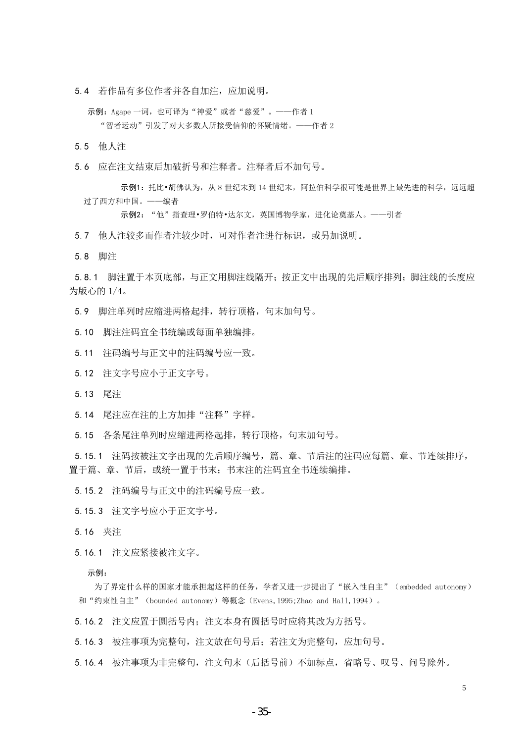5.4　若作品有多位作者并各自加注，应加说明。

示例：Agape 一词，也可译为“神爱”或者“慈爱”。——作者 1

“智者运动”引发了对大多数人所接受信仰的怀疑情绪。——作者 2

5.5　他人注

5.6　应在注文结束后加破折号和注释者。注释者后不加句号。

示例1：托比•胡佛认为，从 8 世纪末到 14 世纪末，阿拉伯科学很可能是世界上最先进的科学，远远超过了西方和中国。——编者

示例2：“他”指查理•罗伯特•达尔文，英国博物学家，进化论奠基人。——引者

5.7　他人注较多而作者注较少时，可对作者注进行标识，或另加说明。

5.8　脚注

5.8.1　脚注置于本页底部，与正文用脚注线隔开；按正文中出现的先后顺序排列；脚注线的长度应为版心的 1/4。

5.9　脚注单列时应缩进两格起排，转行顶格，句末加句号。

5.10　脚注注码宜全书统编或每面单独编排。

5.11　注码编号与正文中的注码编号应一致。

5.12　注文字号应小于正文字号。

5.13　尾注

5.14　尾注应在注的上方加排“注释”字样。

5.15　各条尾注单列时应缩进两格起排，转行顶格，句末加句号。

5.15.1　注码按被注文字出现的先后顺序编号，篇、章、节后注的注码应每篇、章、节连续排序，置于篇、章、节后，或统一置于书末；书末注的注码宜全书连续编排。

5.15.2　注码编号与正文中的注码编号应一致。

5.15.3　注文字号应小于正文字号。

5.16　夹注

5.16.1　注文应紧接被注文字。

示例：

为了界定什么样的国家才能承担起这样的任务，学者又进一步提出了“嵌入性自主”（embedded autonomy）和“约束性自主”（bounded autonomy）等概念（Evens,1995;Zhao and Hall,1994）。

5.16.2　注文应置于圆括号内；注文本身有圆括号时应将其改为方括号。

5.16.3　被注事项为完整句，注文放在句号后；若注文为完整句，应加句号。

5.16.4　被注事项为非完整句，注文句末（后括号前）不加标点，省略号、叹号、问号除外。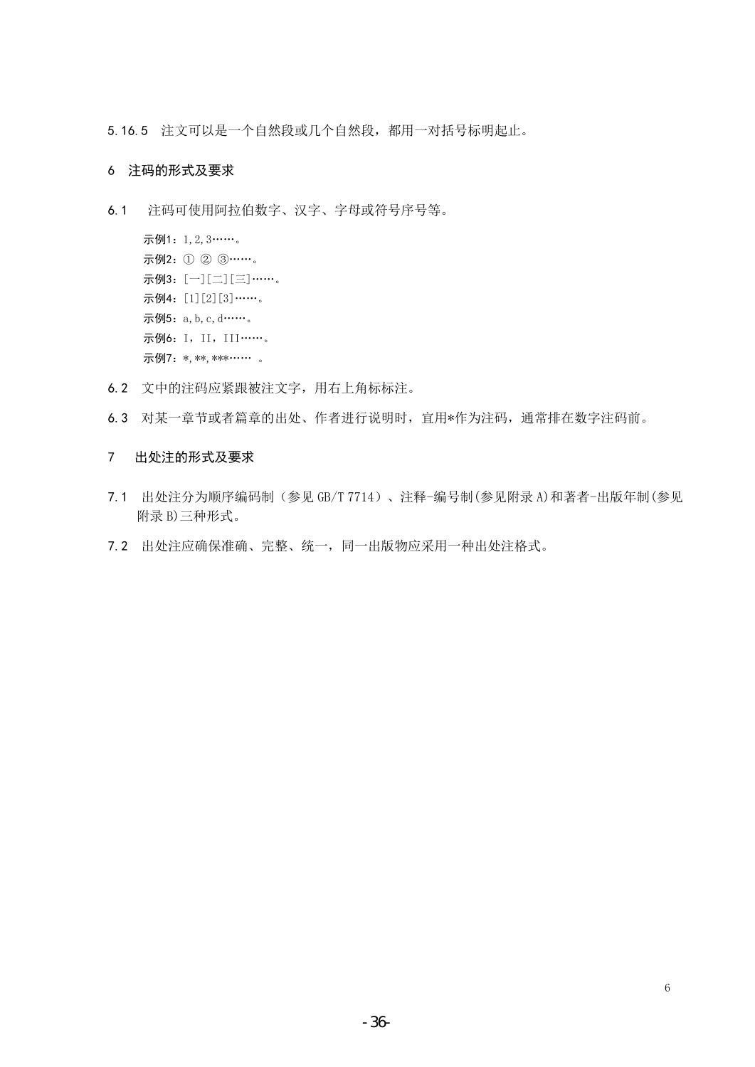5.16.5　注文可以是一个自然段或几个自然段，都用一对括号标明起止。

## 6　注码的形式及要求

6.1　注码可使用阿拉伯数字、汉字、字母或符号序号等。

示例1：1,2,3……。

示例2：① ② ③……。

示例3：[一][二][三]……。

示例4：[1][2][3]……。

示例5：a,b,c,d……。

示例6：I，II，III……。

示例7：*,**,***……　。

6.2　文中的注码应紧跟被注文字，用右上角标标注。

6.3　对某一章节或者篇章的出处、作者进行说明时，宜用*作为注码，通常排在数字注码前。

## 7　出处注的形式及要求

7.1　出处注分为顺序编码制（参见 GB/T 7714）、注释-编号制(参见附录 A)和著者-出版年制(参见附录 B)三种形式。

7.2　出处注应确保准确、完整、统一，同一出版物应采用一种出处注格式。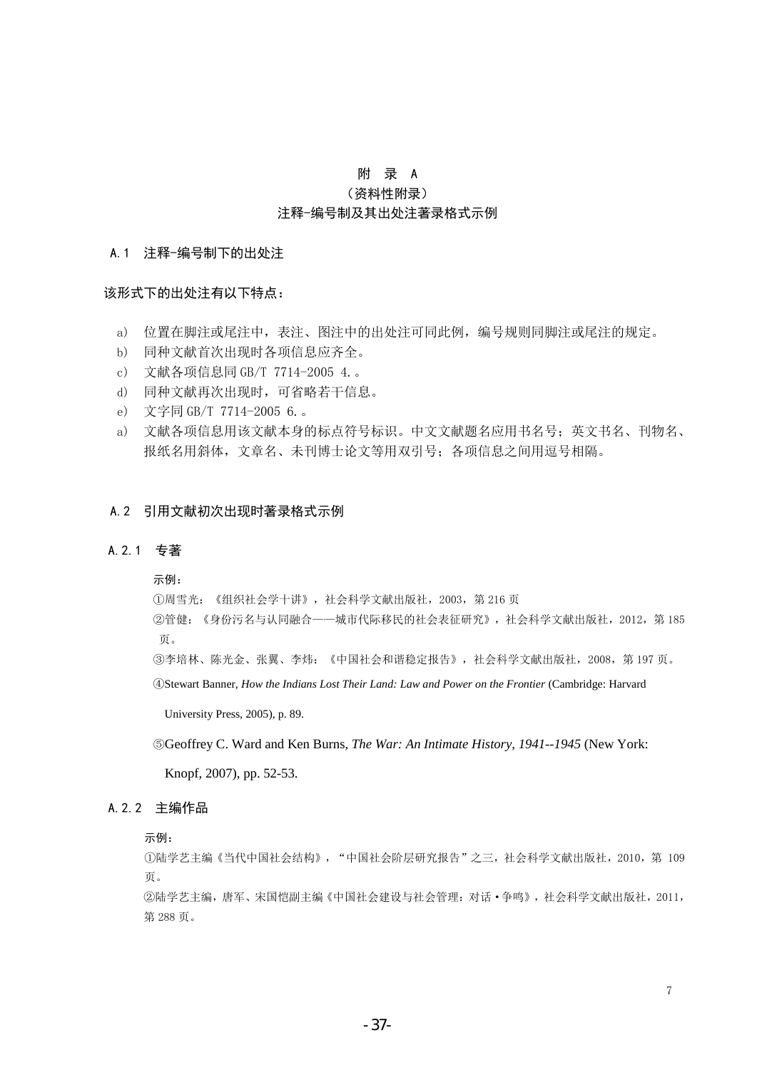# 附　录　A

（资料性附录）

注释-编号制及其出处注著录格式示例

## A.1　注释-编号制下的出处注

该形式下的出处注有以下特点：

a)　位置在脚注或尾注中，表注、图注中的出处注可同此例，编号规则同脚注或尾注的规定。

b)　同种文献首次出现时各项信息应齐全。

c)　文献各项信息同 GB/T 7714-2005 4.。

d)　同种文献再次出现时，可省略若干信息。

e)　文字同 GB/T 7714-2005 6.。

a)　文献各项信息用该文献本身的标点符号标识。中文文献题名应用书名号；英文书名、刊物名、报纸名用斜体，文章名、未刊博士论文等用双引号；各项信息之间用逗号相隔。

## A.2　引用文献初次出现时著录格式示例

### A.2.1　专著

示例：

①周雪光：《组织社会学十讲》，社会科学文献出版社，2003，第 216 页

②管健：《身份污名与认同融合——城市代际移民的社会表征研究》，社会科学文献出版社，2012，第 185 页。

③李培林、陈光金、张翼、李炜：《中国社会和谐稳定报告》，社会科学文献出版社，2008，第 197 页。

④Stewart Banner, *How the Indians Lost Their Land: Law and Power on the Frontier* (Cambridge: Harvard University Press, 2005), p. 89.

⑤Geoffrey C. Ward and Ken Burns, *The War: An Intimate History, 1941--1945* (New York: Knopf, 2007), pp. 52-53.

### A.2.2　主编作品

示例：

①陆学艺主编《当代中国社会结构》，"中国社会阶层研究报告"之三，社会科学文献出版社，2010，第 109 页。

②陆学艺主编，唐军、宋国恺副主编《中国社会建设与社会管理：对话·争鸣》，社会科学文献出版社，2011，第 288 页。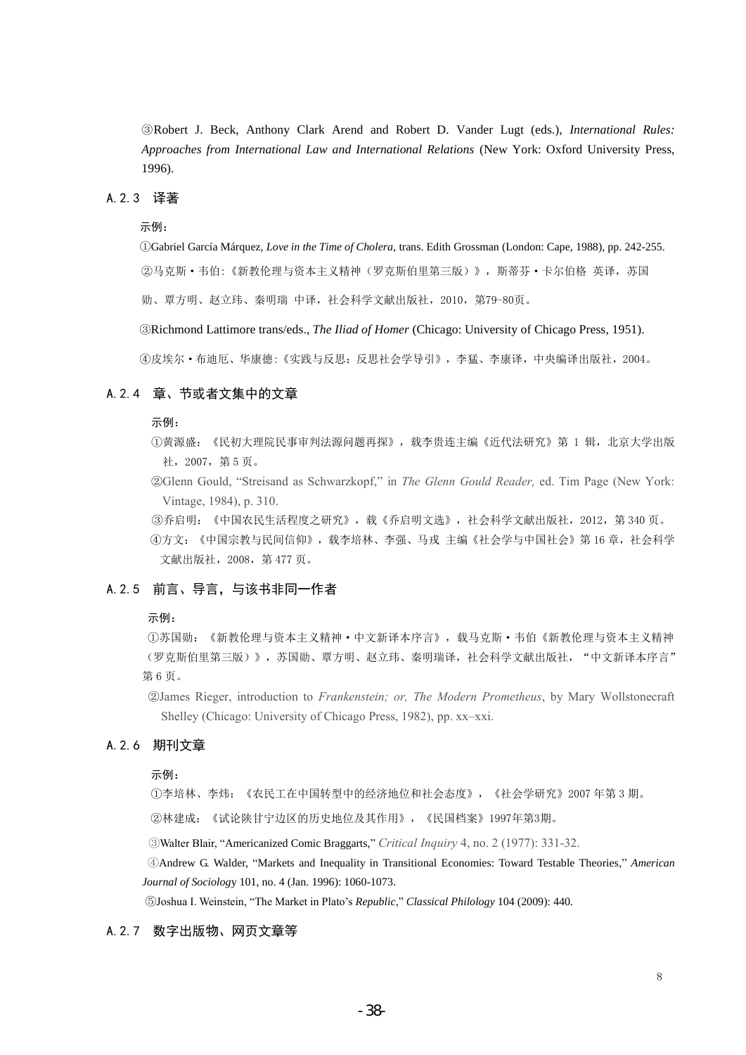③Robert J. Beck, Anthony Clark Arend and Robert D. Vander Lugt (eds.), *International Rules: Approaches from International Law and International Relations* (New York: Oxford University Press, 1996).

### A.2.3 译著

示例：

①Gabriel García Márquez, *Love in the Time of Cholera*, trans. Edith Grossman (London: Cape, 1988), pp. 242-255.

②马克斯・韦伯:《新教伦理与资本主义精神（罗克斯伯里第三版）》，斯蒂芬・卡尔伯格 英译，苏国勋、覃方明、赵立玮、秦明瑞 中译，社会科学文献出版社，2010，第79-80页。

③Richmond Lattimore trans/eds., *The Iliad of Homer* (Chicago: University of Chicago Press, 1951).

④皮埃尔・布迪厄、华康德:《实践与反思：反思社会学导引》，李猛、李康译，中央编译出版社，2004。

### A.2.4 章、节或者文集中的文章

示例：

①黄源盛：《民初大理院民事审判法源问题再探》，载李贵连主编《近代法研究》第 1 辑，北京大学出版社，2007，第 5 页。

②Glenn Gould, "Streisand as Schwarzkopf," in *The Glenn Gould Reader,* ed. Tim Page (New York: Vintage, 1984), p. 310.

③乔启明：《中国农民生活程度之研究》，载《乔启明文选》，社会科学文献出版社，2012，第 340 页。

④方文：《中国宗教与民间信仰》，载李培林、李强、马戎 主编《社会学与中国社会》第 16 章，社会科学文献出版社，2008，第 477 页。

### A.2.5 前言、导言，与该书非同一作者

示例：

①苏国勋：《新教伦理与资本主义精神・中文新译本序言》，载马克斯・韦伯《新教伦理与资本主义精神（罗克斯伯里第三版）》，苏国勋、覃方明、赵立玮、秦明瑞译，社会科学文献出版社，"中文新译本序言"第 6 页。

②James Rieger, introduction to *Frankenstein; or, The Modern Prometheus*, by Mary Wollstonecraft Shelley (Chicago: University of Chicago Press, 1982), pp. xx–xxi.

### A.2.6 期刊文章

示例：

①李培林、李炜：《农民工在中国转型中的经济地位和社会态度》，《社会学研究》2007 年第 3 期。

②林建成：《试论陕甘宁边区的历史地位及其作用》，《民国档案》1997年第3期。

③Walter Blair, "Americanized Comic Braggarts," *Critical Inquiry* 4, no. 2 (1977): 331-32.

④Andrew G. Walder, "Markets and Inequality in Transitional Economies: Toward Testable Theories," *American Journal of Sociology* 101, no. 4 (Jan. 1996): 1060-1073.

⑤Joshua I. Weinstein, "The Market in Plato's *Republic*," *Classical Philology* 104 (2009): 440.

### A.2.7 数字出版物、网页文章等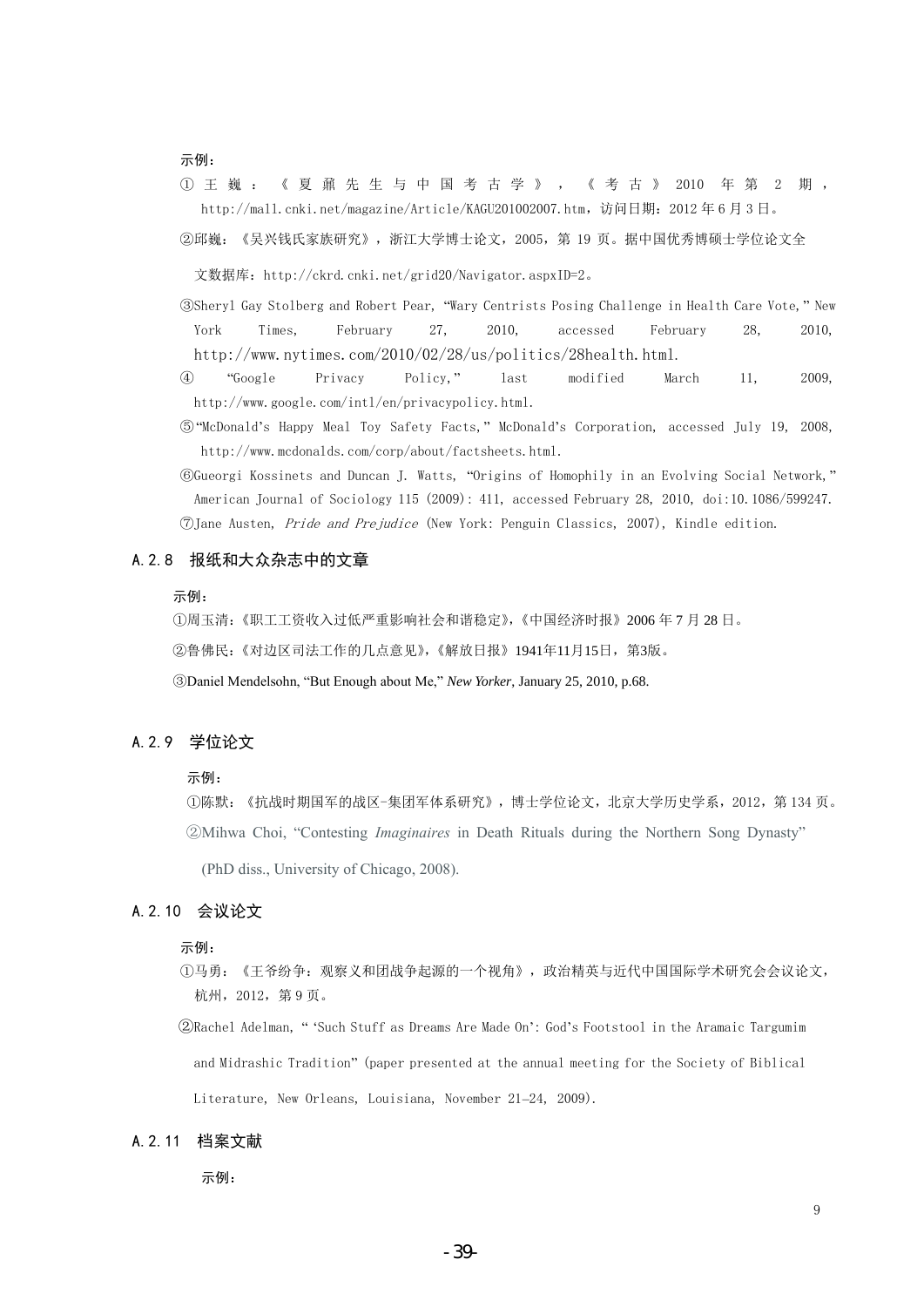示例：

①王巍：《夏鼐先生与中国考古学》，《考古》2010年第2期，http://mall.cnki.net/magazine/Article/KAGU201002007.htm，访问日期：2012年6月3日。

②邱巍：《吴兴钱氏家族研究》，浙江大学博士论文，2005，第19页。据中国优秀博硕士学位论文全文数据库：http://ckrd.cnki.net/grid20/Navigator.aspxID=2。

③Sheryl Gay Stolberg and Robert Pear, "Wary Centrists Posing Challenge in Health Care Vote," New York Times, February 27, 2010, accessed February 28, 2010, http://www.nytimes.com/2010/02/28/us/politics/28health.html.

④"Google Privacy Policy," last modified March 11, 2009, http://www.google.com/intl/en/privacypolicy.html.

⑤"McDonald's Happy Meal Toy Safety Facts," McDonald's Corporation, accessed July 19, 2008, http://www.mcdonalds.com/corp/about/factsheets.html.

⑥Gueorgi Kossinets and Duncan J. Watts, "Origins of Homophily in an Evolving Social Network," American Journal of Sociology 115 (2009): 411, accessed February 28, 2010, doi:10.1086/599247.

⑦Jane Austen, *Pride and Prejudice* (New York: Penguin Classics, 2007), Kindle edition.

### A.2.8 报纸和大众杂志中的文章

示例：

①周玉清：《职工工资收入过低严重影响社会和谐稳定》，《中国经济时报》2006年7月28日。

②鲁佛民：《对边区司法工作的几点意见》，《解放日报》1941年11月15日，第3版。

③Daniel Mendelsohn, "But Enough about Me," *New Yorker*, January 25, 2010, p.68.

### A.2.9 学位论文

示例：

①陈默：《抗战时期国军的战区-集团军体系研究》，博士学位论文，北京大学历史学系，2012，第134页。

②Mihwa Choi, "Contesting *Imaginaires* in Death Rituals during the Northern Song Dynasty" (PhD diss., University of Chicago, 2008).

### A.2.10 会议论文

示例：

①马勇：《王爷纷争：观察义和团战争起源的一个视角》，政治精英与近代中国国际学术研究会会议论文，杭州，2012，第9页。

②Rachel Adelman, "'Such Stuff as Dreams Are Made On': God's Footstool in the Aramaic Targumim and Midrashic Tradition" (paper presented at the annual meeting for the Society of Biblical Literature, New Orleans, Louisiana, November 21–24, 2009).

### A.2.11 档案文献

示例：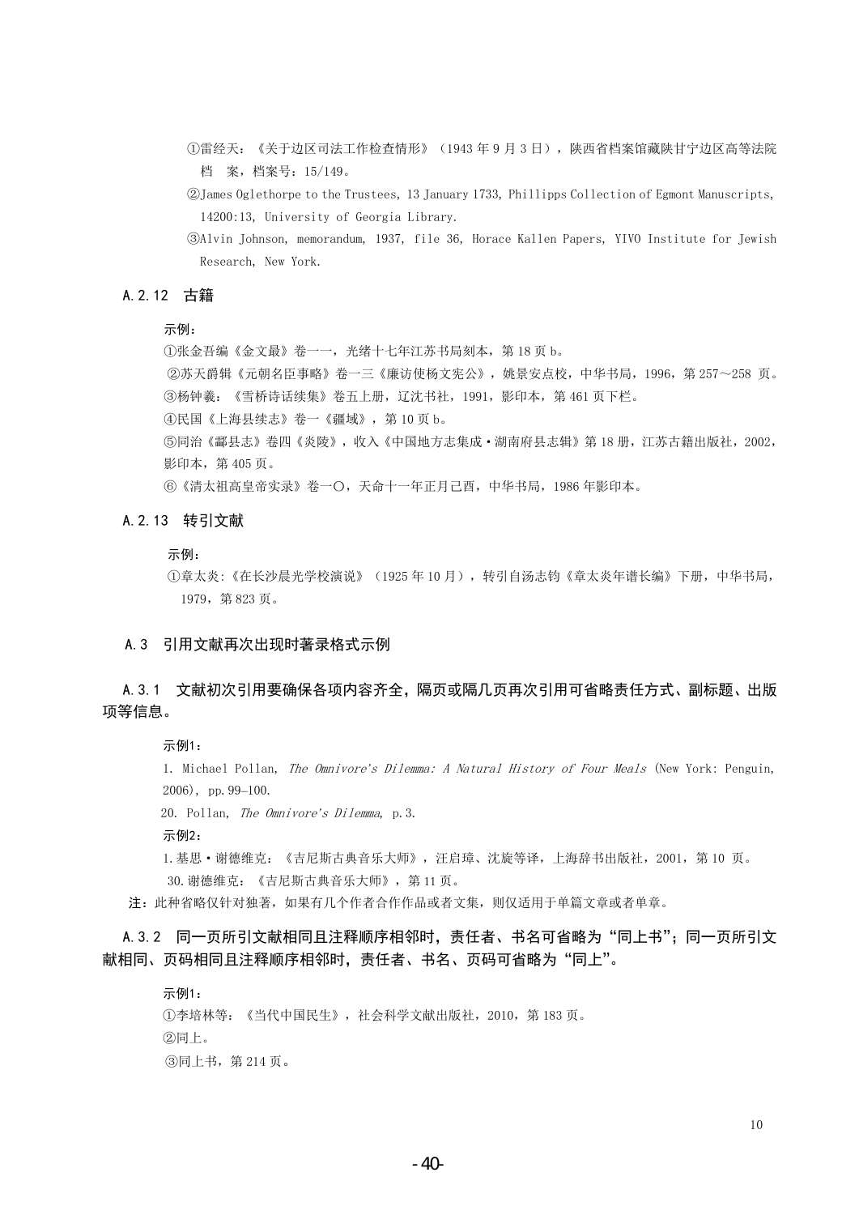①雷经天：《关于边区司法工作检查情形》（1943 年 9 月 3 日），陕西省档案馆藏陕甘宁边区高等法院档　案，档案号：15/149。

②James Oglethorpe to the Trustees, 13 January 1733, Phillipps Collection of Egmont Manuscripts, 14200:13, University of Georgia Library.

③Alvin Johnson, memorandum, 1937, file 36, Horace Kallen Papers, YIVO Institute for Jewish Research, New York.

### A.2.12　古籍

示例：

①张金吾编《金文最》卷一一，光绪十七年江苏书局刻本，第 18 页 b。

②苏天爵辑《元朝名臣事略》卷一三《廉访使杨文宪公》，姚景安点校，中华书局，1996，第 257～258 页。

③杨钟羲：《雪桥诗话续集》卷五上册，辽沈书社，1991，影印本，第 461 页下栏。

④民国《上海县续志》卷一《疆域》，第 10 页 b。

⑤同治《鄢县志》卷四《炎陵》，收入《中国地方志集成·湖南府县志辑》第 18 册，江苏古籍出版社，2002，影印本，第 405 页。

⑥《清太祖高皇帝实录》卷一〇，天命十一年正月己酉，中华书局，1986 年影印本。

### A.2.13　转引文献

示例：

①章太炎:《在长沙晨光学校演说》（1925 年 10 月），转引自汤志钧《章太炎年谱长编》下册，中华书局，1979，第 823 页。

## A.3　引用文献再次出现时著录格式示例

### A.3.1　文献初次引用要确保各项内容齐全，隔页或隔几页再次引用可省略责任方式、副标题、出版项等信息。

示例1：

1. Michael Pollan, *The Omnivore's Dilemma: A Natural History of Four Meals* (New York: Penguin, 2006), pp.99–100.

20. Pollan, *The Omnivore's Dilemma*, p.3.

示例2：

1.基思·谢德维克：《吉尼斯古典音乐大师》，汪启璋、沈旋等译，上海辞书出版社，2001，第 10 页。

30.谢德维克：《吉尼斯古典音乐大师》，第 11 页。

**注：**此种省略仅针对独著，如果有几个作者合作作品或者文集，则仅适用于单篇文章或者单章。

### A.3.2　同一页所引文献相同且注释顺序相邻时，责任者、书名可省略为“同上书”；同一页所引文献相同、页码相同且注释顺序相邻时，责任者、书名、页码可省略为“同上”。

示例1：

①李培林等：《当代中国民生》，社会科学文献出版社，2010，第 183 页。

②同上。

③同上书，第 214 页。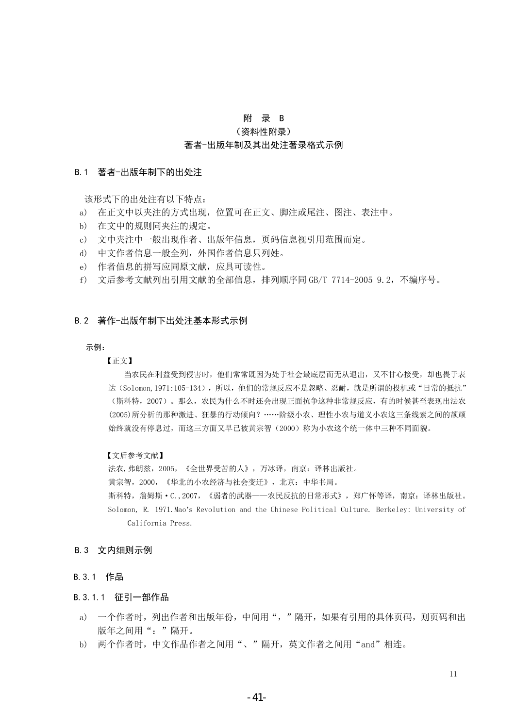# 附　录　B

（资料性附录）

著者-出版年制及其出处注著录格式示例

## B.1　著者-出版年制下的出处注

该形式下的出处注有以下特点：

a)　在正文中以夹注的方式出现，位置可在正文、脚注或尾注、图注、表注中。
b)　在文中的规则同夹注的规定。
c)　文中夹注中一般出现作者、出版年信息，页码信息视引用范围而定。
d)　中文作者信息一般全列，外国作者信息只列姓。
e)　作者信息的拼写应同原文献，应具可读性。
f)　文后参考文献列出引用文献的全部信息，排列顺序同 GB/T 7714-2005 9.2，不编序号。

## B.2　著作-出版年制下出处注基本形式示例

示例：

【正文】

当农民在利益受到侵害时，他们常常既因为处于社会最底层而无从退出，又不甘心接受，却也畏于表达（Solomon,1971:105-134），所以，他们的常规反应不是忽略、忍耐，就是所谓的投机或“日常的抵抗”（斯科特，2007）。那么，农民为什么不时还会出现正面抗争这种非常规反应，有的时候甚至表现出法农(2005)所分析的那种激进、狂暴的行动倾向？……阶级小农、理性小农与道义小农这三条线索之间的颉颃始终就没有停息过，而这三方面又早已被黄宗智（2000）称为小农这个统一体中三种不同面貌。

【文后参考文献】

法农,弗朗兹，2005，《全世界受苦的人》，万冰译，南京：译林出版社。

黄宗智，2000，《华北的小农经济与社会变迁》，北京：中华书局。

斯科特，詹姆斯·C.,2007，《弱者的武器——农民反抗的日常形式》，郑广怀等译，南京：译林出版社。

Solomon, R. 1971.Mao’s Revolution and the Chinese Political Culture. Berkeley: University of California Press.

## B.3　文内细则示例

### B.3.1　作品

#### B.3.1.1　征引一部作品

a)　一个作者时，列出作者和出版年份，中间用“，”隔开，如果有引用的具体页码，则页码和出版年之间用“：”隔开。
b)　两个作者时，中文作品作者之间用“、”隔开，英文作者之间用“and”相连。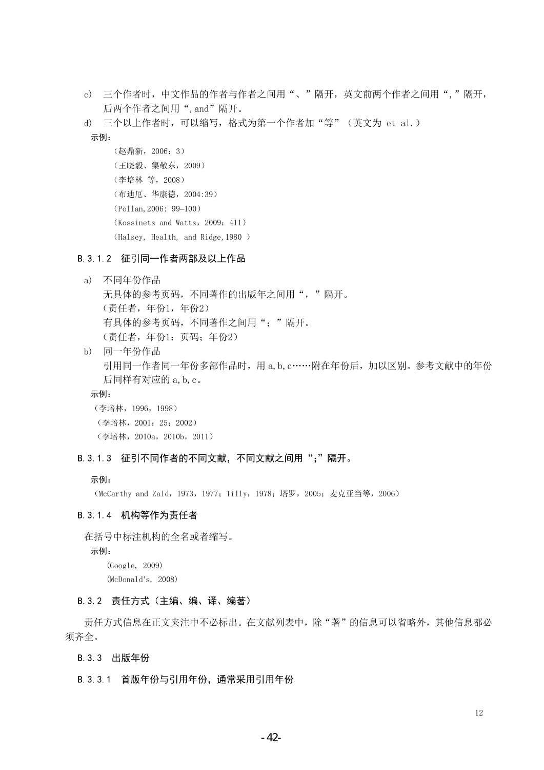c) 三个作者时，中文作品的作者与作者之间用“、”隔开，英文前两个作者之间用“,”隔开，后两个作者之间用“,and”隔开。

d) 三个以上作者时，可以缩写，格式为第一个作者加“等”（英文为 et al.）

示例：

（赵鼎新，2006：3）

（王晓毅、渠敬东，2009）

（李培林 等，2008）

（布迪厄、华康德，2004:39）

（Pollan,2006: 99–100）

（Kossinets and Watts，2009：411）

（Halsey, Health, and Ridge,1980 ）

### B.3.1.2 征引同一作者两部及以上作品

a) 不同年份作品

无具体的参考页码，不同著作的出版年之间用“，”隔开。

（责任者，年份1，年份2）

有具体的参考页码，不同著作之间用“；”隔开。

（责任者，年份1：页码；年份2）

b) 同一年份作品

引用同一作者同一年份多部作品时，用 a,b,c……附在年份后，加以区别。参考文献中的年份后同样有对应的 a,b,c。

示例：

（李培林，1996，1998）

（李培林，2001：25；2002）

（李培林，2010a，2010b，2011）

### B.3.1.3 征引不同作者的不同文献，不同文献之间用“;”隔开。

示例：

（McCarthy and Zald，1973，1977；Tilly，1978；塔罗，2005；麦克亚当等，2006）

### B.3.1.4 机构等作为责任者

在括号中标注机构的全名或者缩写。

示例：

(Google, 2009)

(McDonald's, 2008)

### B.3.2 责任方式（主编、编、译、编著）

责任方式信息在正文夹注中不必标出。在文献列表中，除“著”的信息可以省略外，其他信息都必须齐全。

### B.3.3 出版年份

### B.3.3.1 首版年份与引用年份，通常采用引用年份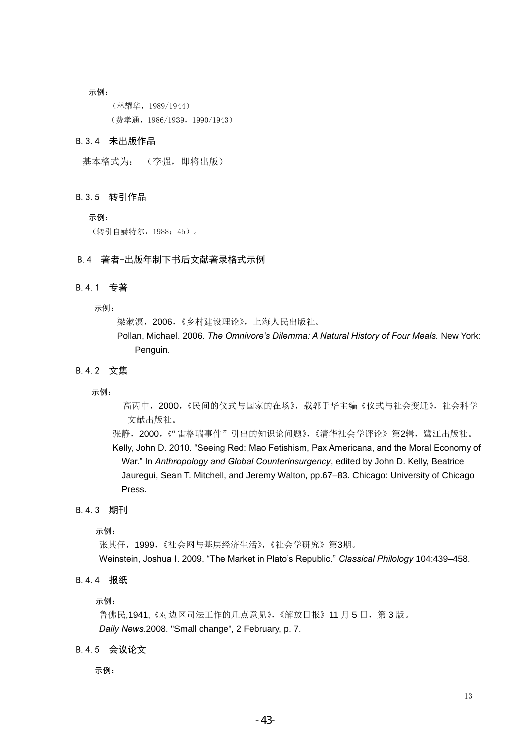示例：

（林耀华，1989/1944）

（费孝通，1986/1939，1990/1943）

### B.3.4 未出版作品

基本格式为： （李强，即将出版）

### B.3.5 转引作品

示例：

（转引自赫特尔，1988：45）。

## B.4 著者-出版年制下书后文献著录格式示例

### B.4.1 专著

示例：

梁漱溟，2006，《乡村建设理论》，上海人民出版社。

Pollan, Michael. 2006. *The Omnivore's Dilemma: A Natural History of Four Meals.* New York: Penguin.

### B.4.2 文集

示例：

高丙中，2000，《民间的仪式与国家的在场》，载郭于华主编《仪式与社会变迁》，社会科学文献出版社。

张静，2000，《"雷格瑞事件"引出的知识论问题》，《清华社会学评论》第2辑，鹭江出版社。

Kelly, John D. 2010. "Seeing Red: Mao Fetishism, Pax Americana, and the Moral Economy of War." In *Anthropology and Global Counterinsurgency*, edited by John D. Kelly, Beatrice Jauregui, Sean T. Mitchell, and Jeremy Walton, pp.67–83. Chicago: University of Chicago Press.

### B.4.3 期刊

示例：

张其仔，1999，《社会网与基层经济生活》，《社会学研究》第3期。

Weinstein, Joshua I. 2009. "The Market in Plato's Republic." *Classical Philology* 104:439–458.

### B.4.4 报纸

示例：

鲁佛民,1941,《对边区司法工作的几点意见》,《解放日报》11 月 5 日，第 3 版。

*Daily News*.2008. "Small change", 2 February, p. 7.

### B.4.5 会议论文

示例：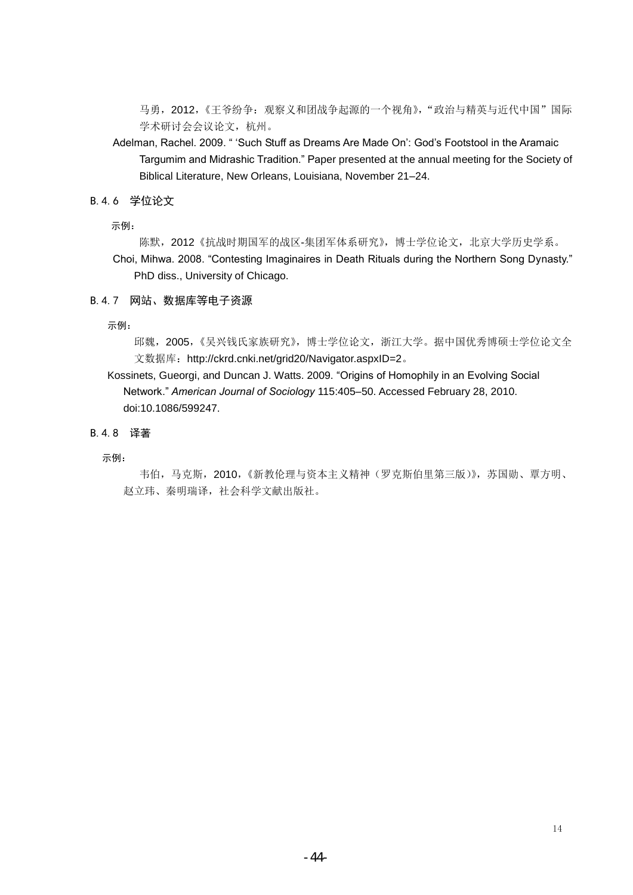马勇，2012，《王爷纷争：观察义和团战争起源的一个视角》，“政治与精英与近代中国”国际学术研讨会会议论文，杭州。

Adelman, Rachel. 2009. “ ‘Such Stuff as Dreams Are Made On’: God’s Footstool in the Aramaic Targumim and Midrashic Tradition.” Paper presented at the annual meeting for the Society of Biblical Literature, New Orleans, Louisiana, November 21–24.

### B.4.6 学位论文

示例：

陈默，2012《抗战时期国军的战区-集团军体系研究》，博士学位论文，北京大学历史学系。

Choi, Mihwa. 2008. “Contesting Imaginaires in Death Rituals during the Northern Song Dynasty.” PhD diss., University of Chicago.

### B.4.7 网站、数据库等电子资源

示例：

邱魏，2005，《吴兴钱氏家族研究》，博士学位论文，浙江大学。据中国优秀博硕士学位论文全文数据库：http://ckrd.cnki.net/grid20/Navigator.aspxID=2。

Kossinets, Gueorgi, and Duncan J. Watts. 2009. “Origins of Homophily in an Evolving Social Network.” *American Journal of Sociology* 115:405–50. Accessed February 28, 2010. doi:10.1086/599247.

### B.4.8 译著

示例：

韦伯，马克斯，2010，《新教伦理与资本主义精神（罗克斯伯里第三版）》，苏国勋、覃方明、赵立玮、秦明瑞译，社会科学文献出版社。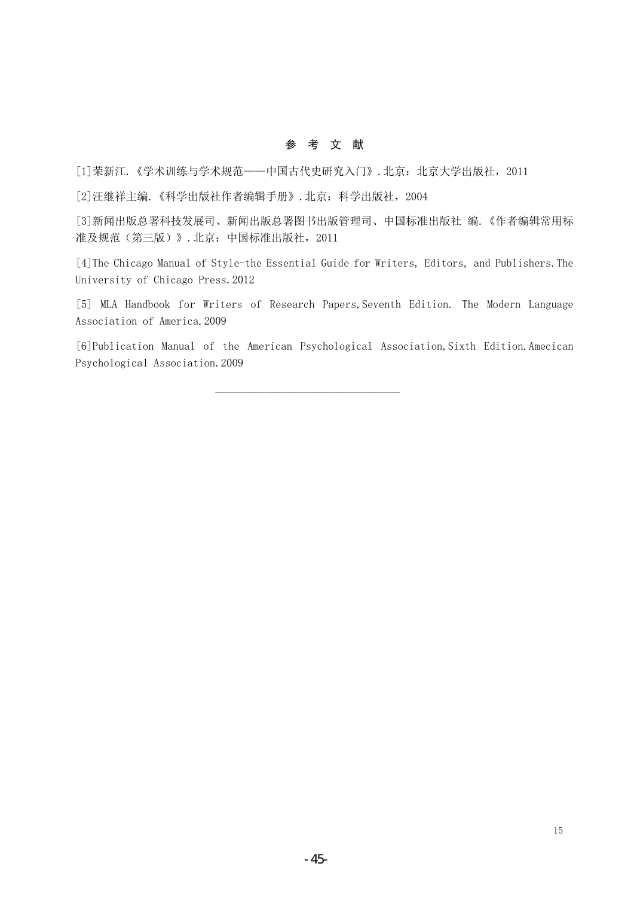## 参 考 文 献

[1]荣新江.《学术训练与学术规范——中国古代史研究入门》.北京：北京大学出版社，2011

[2]汪继祥主编.《科学出版社作者编辑手册》.北京：科学出版社，2004

[3]新闻出版总署科技发展司、新闻出版总署图书出版管理司、中国标准出版社 编.《作者编辑常用标准及规范（第三版）》.北京：中国标准出版社，2011

[4]The Chicago Manual of Style-the Essential Guide for Writers, Editors, and Publishers.The University of Chicago Press.2012

[5] MLA Handbook for Writers of Research Papers,Seventh Edition. The Modern Language Association of America.2009

[6]Publication Manual of the American Psychological Association,Sixth Edition.Amecican Psychological Association.2009

---